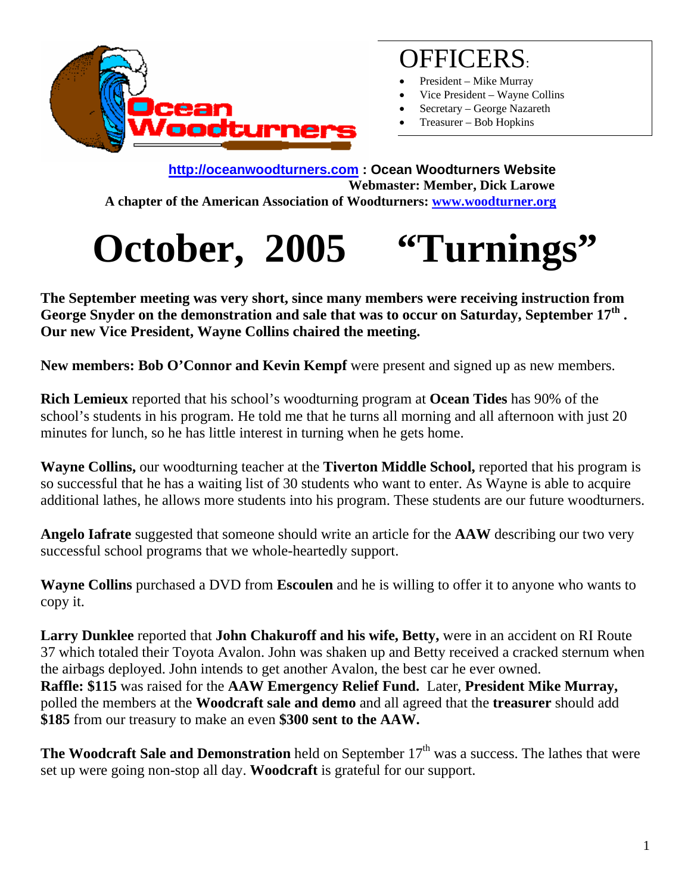# OFFICERS:

- President – Mike Murray
- Vice President – Wayne Collins
- Secretary – George Nazareth
- Treasurer – Bob Hopkins

**http://oceanwoodturners.com : Ocean Woodturners Website**
**Webmaster: Member, Dick Larowe**
**A chapter of the American Association of Woodturners: www.woodturner.org**

# October, 2005 "Turnings"

**The September meeting was very short, since many members were receiving instruction from George Snyder on the demonstration and sale that was to occur on Saturday, September 17th. Our new Vice President, Wayne Collins chaired the meeting.**

**New members: Bob O'Connor and Kevin Kempf** were present and signed up as new members.

**Rich Lemieux** reported that his school's woodturning program at **Ocean Tides** has 90% of the school's students in his program. He told me that he turns all morning and all afternoon with just 20 minutes for lunch, so he has little interest in turning when he gets home.

**Wayne Collins,** our woodturning teacher at the **Tiverton Middle School,** reported that his program is so successful that he has a waiting list of 30 students who want to enter. As Wayne is able to acquire additional lathes, he allows more students into his program. These students are our future woodturners.

**Angelo Iafrate** suggested that someone should write an article for the **AAW** describing our two very successful school programs that we whole-heartedly support.

**Wayne Collins** purchased a DVD from **Escoulen** and he is willing to offer it to anyone who wants to copy it.

**Larry Dunklee** reported that **John Chakuroff and his wife, Betty,** were in an accident on RI Route 37 which totaled their Toyota Avalon. John was shaken up and Betty received a cracked sternum when the airbags deployed. John intends to get another Avalon, the best car he ever owned.
**Raffle: $115** was raised for the **AAW Emergency Relief Fund.** Later, **President Mike Murray,** polled the members at the **Woodcraft sale and demo** and all agreed that the **treasurer** should add **$185** from our treasury to make an even **$300 sent to the AAW.**

**The Woodcraft Sale and Demonstration** held on September 17th was a success. The lathes that were set up were going non-stop all day. **Woodcraft** is grateful for our support.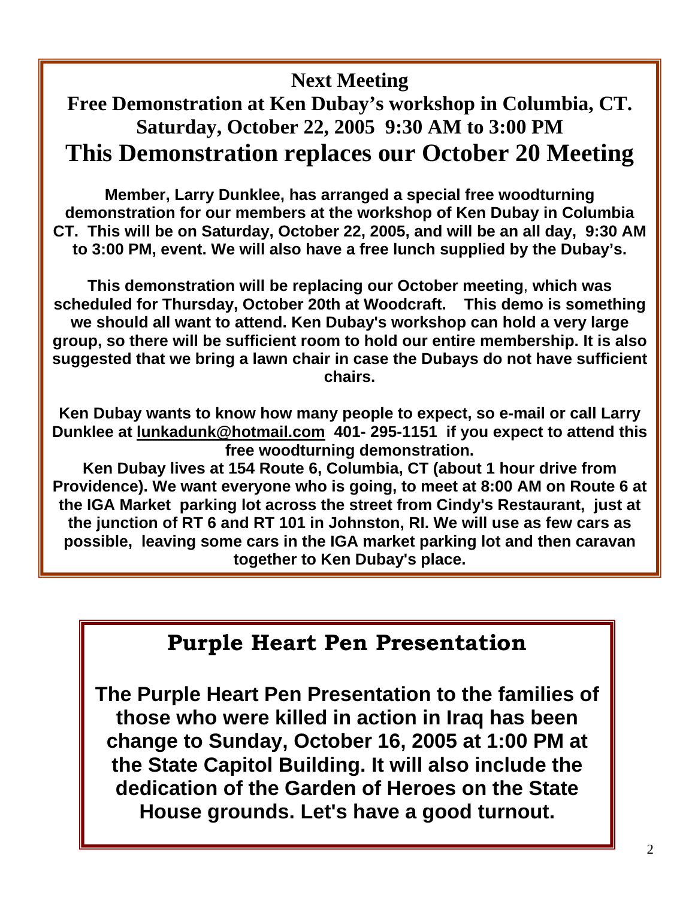## Next Meeting

## Free Demonstration at Ken Dubay's workshop in Columbia, CT.

## Saturday, October 22, 2005 9:30 AM to 3:00 PM

# This Demonstration replaces our October 20 Meeting

**Member, Larry Dunklee, has arranged a special free woodturning demonstration for our members at the workshop of Ken Dubay in Columbia CT. This will be on Saturday, October 22, 2005, and will be an all day, 9:30 AM to 3:00 PM, event. We will also have a free lunch supplied by the Dubay's.**

**This demonstration will be replacing our October meeting, which was scheduled for Thursday, October 20th at Woodcraft. This demo is something we should all want to attend. Ken Dubay's workshop can hold a very large group, so there will be sufficient room to hold our entire membership. It is also suggested that we bring a lawn chair in case the Dubays do not have sufficient chairs.**

**Ken Dubay wants to know how many people to expect, so e-mail or call Larry Dunklee at lunkadunk@hotmail.com 401- 295-1151 if you expect to attend this free woodturning demonstration.**

**Ken Dubay lives at 154 Route 6, Columbia, CT (about 1 hour drive from Providence). We want everyone who is going, to meet at 8:00 AM on Route 6 at the IGA Market parking lot across the street from Cindy's Restaurant, just at the junction of RT 6 and RT 101 in Johnston, RI. We will use as few cars as possible, leaving some cars in the IGA market parking lot and then caravan together to Ken Dubay's place.**

## Purple Heart Pen Presentation

**The Purple Heart Pen Presentation to the families of those who were killed in action in Iraq has been change to Sunday, October 16, 2005 at 1:00 PM at the State Capitol Building. It will also include the dedication of the Garden of Heroes on the State House grounds. Let's have a good turnout.**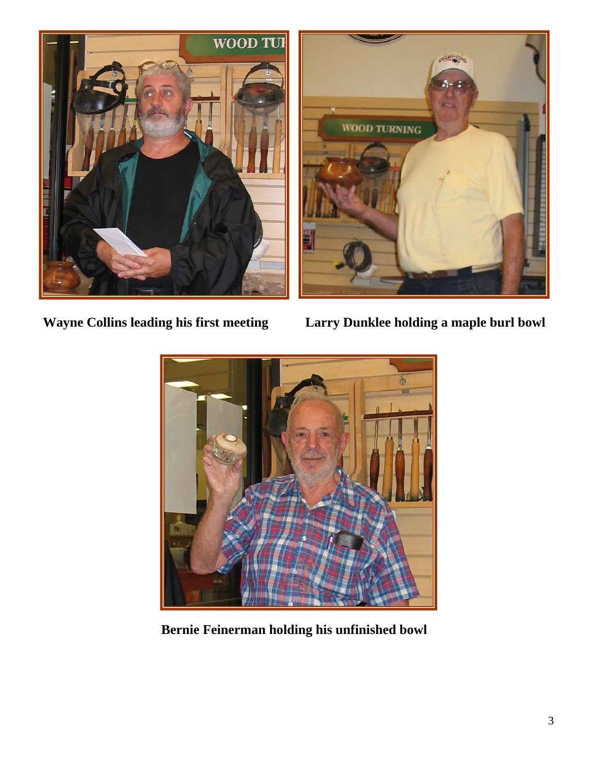**Wayne Collins leading his first meeting**

**Larry Dunklee holding a maple burl bowl**

**Bernie Feinerman holding his unfinished bowl**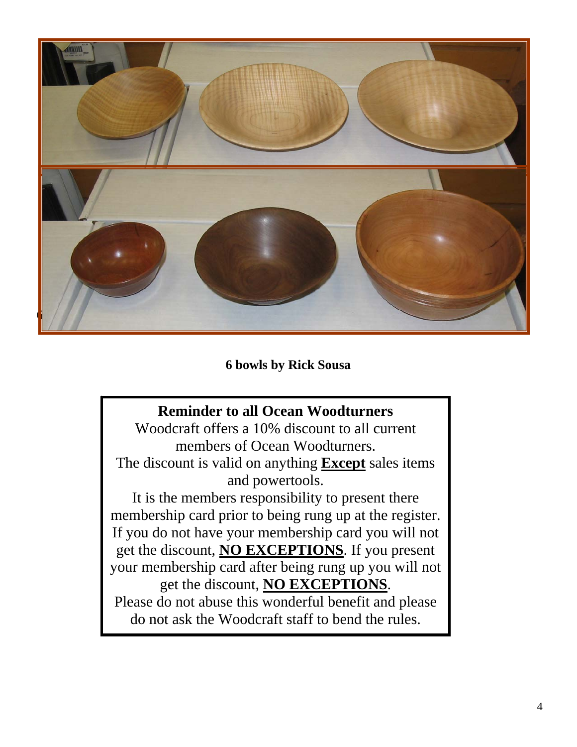**6 bowls by Rick Sousa**

**Reminder to all Ocean Woodturners**

Woodcraft offers a 10% discount to all current members of Ocean Woodturners.

The discount is valid on anything **Except** sales items and powertools.

It is the members responsibility to present there membership card prior to being rung up at the register. If you do not have your membership card you will not get the discount, **NO EXCEPTIONS**. If you present your membership card after being rung up you will not get the discount, **NO EXCEPTIONS**.

Please do not abuse this wonderful benefit and please do not ask the Woodcraft staff to bend the rules.